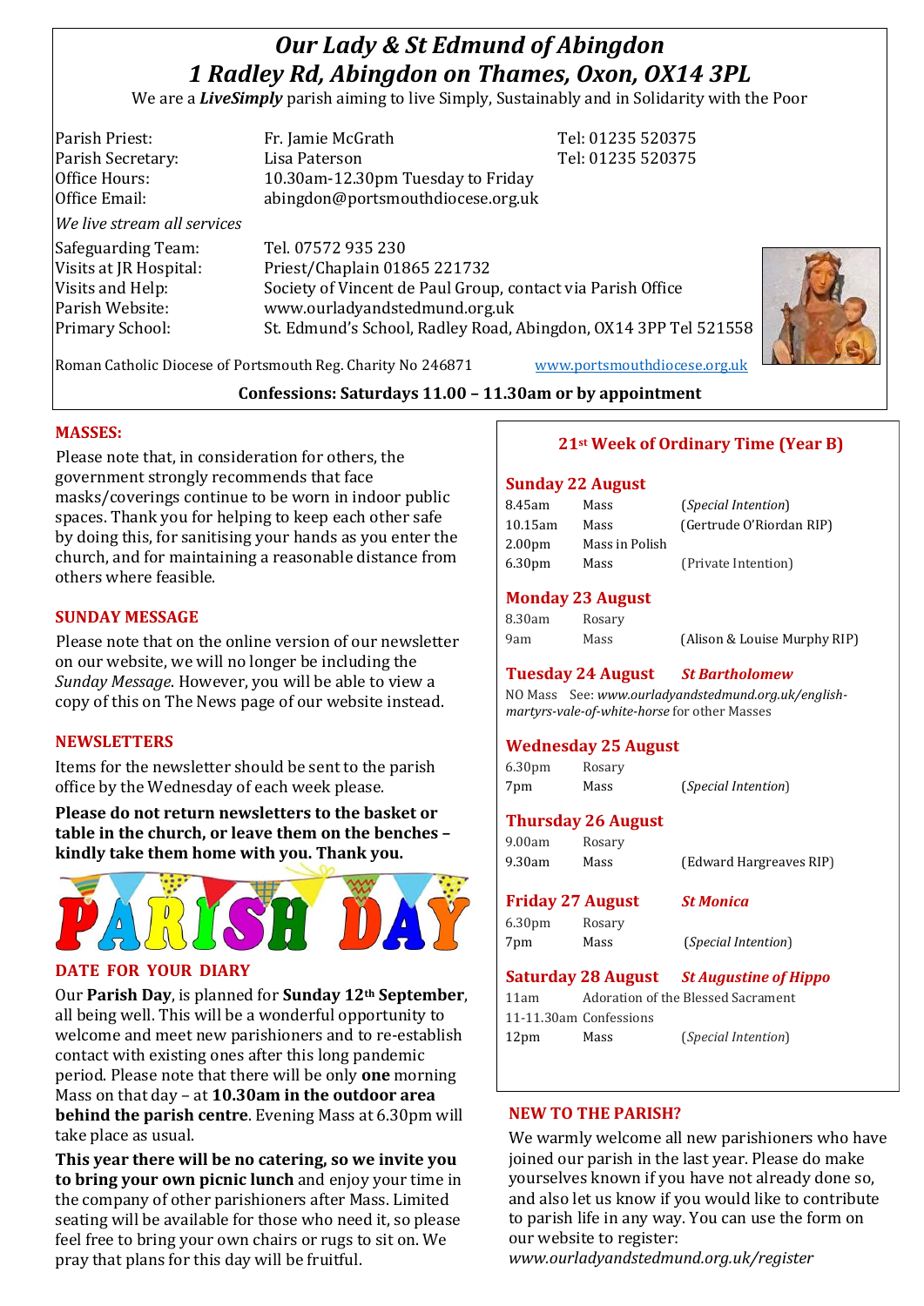# *Our Lady & St Edmund of Abingdon*
# *1 Radley Rd, Abingdon on Thames, Oxon, OX14 3PL*

We are a ***LiveSimply*** parish aiming to live Simply, Sustainably and in Solidarity with the Poor

| | | |
|---|---|---|
| Parish Priest: | Fr. Jamie McGrath | Tel: 01235 520375 |
| Parish Secretary: | Lisa Paterson | Tel: 01235 520375 |
| Office Hours: | 10.30am-12.30pm Tuesday to Friday | |
| Office Email: | abingdon@portsmouthdiocese.org.uk | |

*We live stream all services*

| | |
|---|---|
| Safeguarding Team: | Tel. 07572 935 230 |
| Visits at JR Hospital: | Priest/Chaplain 01865 221732 |
| Visits and Help: | Society of Vincent de Paul Group, contact via Parish Office |
| Parish Website: | www.ourladyandstedmund.org.uk |
| Primary School: | St. Edmund's School, Radley Road, Abingdon, OX14 3PP Tel 521558 |

Roman Catholic Diocese of Portsmouth Reg. Charity No 246871 www.portsmouthdiocese.org.uk

**Confessions: Saturdays 11.00 – 11.30am or by appointment**

## MASSES:

Please note that, in consideration for others, the government strongly recommends that face masks/coverings continue to be worn in indoor public spaces. Thank you for helping to keep each other safe by doing this, for sanitising your hands as you enter the church, and for maintaining a reasonable distance from others where feasible.

## SUNDAY MESSAGE

Please note that on the online version of our newsletter on our website, we will no longer be including the *Sunday Message*. However, you will be able to view a copy of this on The News page of our website instead.

## NEWSLETTERS

Items for the newsletter should be sent to the parish office by the Wednesday of each week please.

**Please do not return newsletters to the basket or table in the church, or leave them on the benches – kindly take them home with you. Thank you.**

# PARISH DAY

## DATE FOR YOUR DIARY

Our **Parish Day**, is planned for **Sunday 12th September**, all being well. This will be a wonderful opportunity to welcome and meet new parishioners and to re-establish contact with existing ones after this long pandemic period. Please note that there will be only **one** morning Mass on that day – at **10.30am in the outdoor area behind the parish centre**. Evening Mass at 6.30pm will take place as usual.

**This year there will be no catering, so we invite you to bring your own picnic lunch** and enjoy your time in the company of other parishioners after Mass. Limited seating will be available for those who need it, so please feel free to bring your own chairs or rugs to sit on. We pray that plans for this day will be fruitful.

## 21st Week of Ordinary Time (Year B)

### Sunday 22 August

| | | |
|---|---|---|
| 8.45am | Mass | (*Special Intention*) |
| 10.15am | Mass | (Gertrude O'Riordan RIP) |
| 2.00pm | Mass in Polish | |
| 6.30pm | Mass | (Private Intention) |

### Monday 23 August

| | | |
|---|---|---|
| 8.30am | Rosary | |
| 9am | Mass | (Alison & Louise Murphy RIP) |

### Tuesday 24 August — *St Bartholomew*

NO Mass See: *www.ourladyandstedmund.org.uk/english-martyrs-vale-of-white-horse* for other Masses

### Wednesday 25 August

| | | |
|---|---|---|
| 6.30pm | Rosary | |
| 7pm | Mass | (*Special Intention*) |

### Thursday 26 August

| | | |
|---|---|---|
| 9.00am | Rosary | |
| 9.30am | Mass | (Edward Hargreaves RIP) |

### Friday 27 August — *St Monica*

| | | |
|---|---|---|
| 6.30pm | Rosary | |
| 7pm | Mass | (*Special Intention*) |

### Saturday 28 August — *St Augustine of Hippo*

| | | |
|---|---|---|
| 11am | Adoration of the Blessed Sacrament | |
| 11-11.30am | Confessions | |
| 12pm | Mass | (*Special Intention*) |

## NEW TO THE PARISH?

We warmly welcome all new parishioners who have joined our parish in the last year. Please do make yourselves known if you have not already done so, and also let us know if you would like to contribute to parish life in any way. You can use the form on our website to register: *www.ourladyandstedmund.org.uk/register*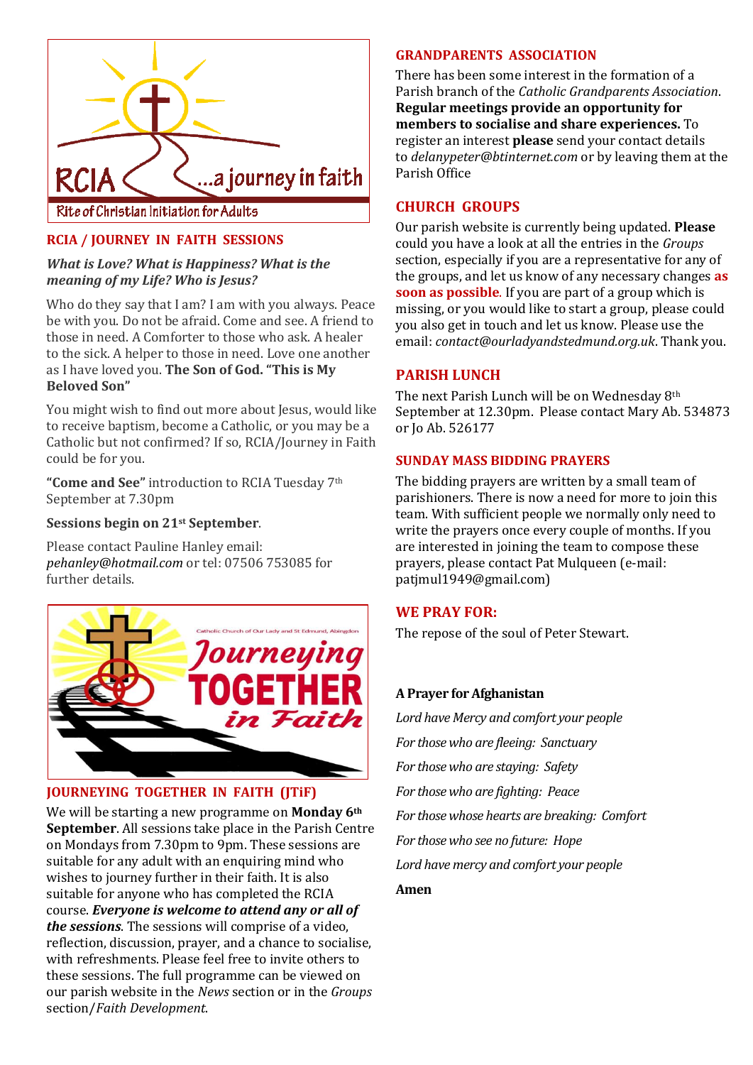RCIA ...a journey in faith

Rite of Christian Initiation for Adults

## RCIA / JOURNEY IN FAITH SESSIONS

***What is Love? What is Happiness? What is the meaning of my Life? Who is Jesus?***

Who do they say that I am? I am with you always. Peace be with you. Do not be afraid. Come and see. A friend to those in need. A Comforter to those who ask. A healer to the sick. A helper to those in need. Love one another as I have loved you. **The Son of God. "This is My Beloved Son"**

You might wish to find out more about Jesus, would like to receive baptism, become a Catholic, or you may be a Catholic but not confirmed? If so, RCIA/Journey in Faith could be for you.

**"Come and See"** introduction to RCIA Tuesday 7th September at 7.30pm

**Sessions begin on 21st September**.

Please contact Pauline Hanley email: *pehanley@hotmail.com* or tel: 07506 753085 for further details.

Catholic Church of Our Lady and St Edmund, Abingdon

Journeying TOGETHER in Faith

## JOURNEYING TOGETHER IN FAITH (JTiF)

We will be starting a new programme on **Monday 6th September**. All sessions take place in the Parish Centre on Mondays from 7.30pm to 9pm. These sessions are suitable for any adult with an enquiring mind who wishes to journey further in their faith. It is also suitable for anyone who has completed the RCIA course. ***Everyone is welcome to attend any or all of the sessions***. The sessions will comprise of a video, reflection, discussion, prayer, and a chance to socialise, with refreshments. Please feel free to invite others to these sessions. The full programme can be viewed on our parish website in the *News* section or in the *Groups* section/*Faith Development*.

## GRANDPARENTS ASSOCIATION

There has been some interest in the formation of a Parish branch of the *Catholic Grandparents Association*. **Regular meetings provide an opportunity for members to socialise and share experiences.** To register an interest **please** send your contact details to *delanypeter@btinternet.com* or by leaving them at the Parish Office

## CHURCH GROUPS

Our parish website is currently being updated. **Please** could you have a look at all the entries in the *Groups* section, especially if you are a representative for any of the groups, and let us know of any necessary changes **as soon as possible**. If you are part of a group which is missing, or you would like to start a group, please could you also get in touch and let us know. Please use the email: *contact@ourladyandstedmund.org.uk*. Thank you.

## PARISH LUNCH

The next Parish Lunch will be on Wednesday 8th September at 12.30pm. Please contact Mary Ab. 534873 or Jo Ab. 526177

## SUNDAY MASS BIDDING PRAYERS

The bidding prayers are written by a small team of parishioners. There is now a need for more to join this team. With sufficient people we normally only need to write the prayers once every couple of months. If you are interested in joining the team to compose these prayers, please contact Pat Mulqueen (e-mail: patjmul1949@gmail.com)

## WE PRAY FOR:

The repose of the soul of Peter Stewart.

### A Prayer for Afghanistan

*Lord have Mercy and comfort your people*

*For those who are fleeing: Sanctuary*

*For those who are staying: Safety*

*For those who are fighting: Peace*

*For those whose hearts are breaking: Comfort*

*For those who see no future: Hope*

*Lord have mercy and comfort your people*

**Amen**